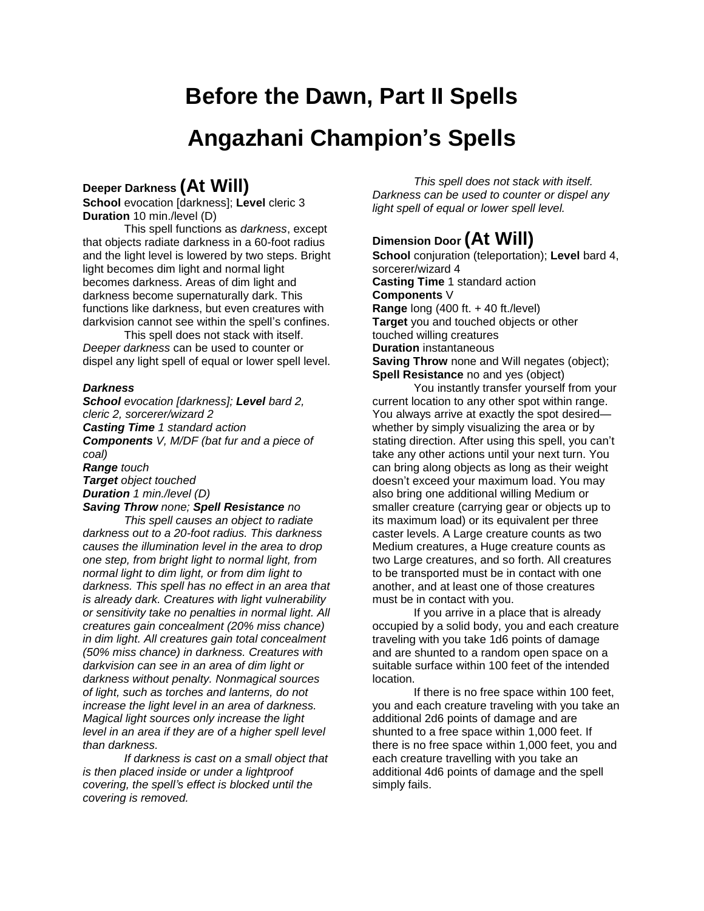# Before the Dawn, Part II Spells

# Angazhani Champion's Spells

### Deeper Darkness (At Will)

**School** evocation [darkness]; **Level** cleric 3
**Duration** 10 min./level (D)

This spell functions as *darkness*, except that objects radiate darkness in a 60-foot radius and the light level is lowered by two steps. Bright light becomes dim light and normal light becomes darkness. Areas of dim light and darkness become supernaturally dark. This functions like darkness, but even creatures with darkvision cannot see within the spell's confines.

This spell does not stack with itself. *Deeper darkness* can be used to counter or dispel any light spell of equal or lower spell level.

***Darkness***

***School** evocation [darkness]; **Level** bard 2, cleric 2, sorcerer/wizard 2*
***Casting Time** 1 standard action*
***Components** V, M/DF (bat fur and a piece of coal)*
***Range** touch*
***Target** object touched*
***Duration** 1 min./level (D)*
***Saving Throw** none; **Spell Resistance** no*

*This spell causes an object to radiate darkness out to a 20-foot radius. This darkness causes the illumination level in the area to drop one step, from bright light to normal light, from normal light to dim light, or from dim light to darkness. This spell has no effect in an area that is already dark. Creatures with light vulnerability or sensitivity take no penalties in normal light. All creatures gain concealment (20% miss chance) in dim light. All creatures gain total concealment (50% miss chance) in darkness. Creatures with darkvision can see in an area of dim light or darkness without penalty. Nonmagical sources of light, such as torches and lanterns, do not increase the light level in an area of darkness. Magical light sources only increase the light level in an area if they are of a higher spell level than darkness.*

*If darkness is cast on a small object that is then placed inside or under a lightproof covering, the spell's effect is blocked until the covering is removed.*

*This spell does not stack with itself. Darkness can be used to counter or dispel any light spell of equal or lower spell level.*

### Dimension Door (At Will)

**School** conjuration (teleportation); **Level** bard 4, sorcerer/wizard 4
**Casting Time** 1 standard action
**Components** V
**Range** long (400 ft. + 40 ft./level)
**Target** you and touched objects or other touched willing creatures
**Duration** instantaneous
**Saving Throw** none and Will negates (object); **Spell Resistance** no and yes (object)

You instantly transfer yourself from your current location to any other spot within range. You always arrive at exactly the spot desired—whether by simply visualizing the area or by stating direction. After using this spell, you can't take any other actions until your next turn. You can bring along objects as long as their weight doesn't exceed your maximum load. You may also bring one additional willing Medium or smaller creature (carrying gear or objects up to its maximum load) or its equivalent per three caster levels. A Large creature counts as two Medium creatures, a Huge creature counts as two Large creatures, and so forth. All creatures to be transported must be in contact with one another, and at least one of those creatures must be in contact with you.

If you arrive in a place that is already occupied by a solid body, you and each creature traveling with you take 1d6 points of damage and are shunted to a random open space on a suitable surface within 100 feet of the intended location.

If there is no free space within 100 feet, you and each creature traveling with you take an additional 2d6 points of damage and are shunted to a free space within 1,000 feet. If there is no free space within 1,000 feet, you and each creature travelling with you take an additional 4d6 points of damage and the spell simply fails.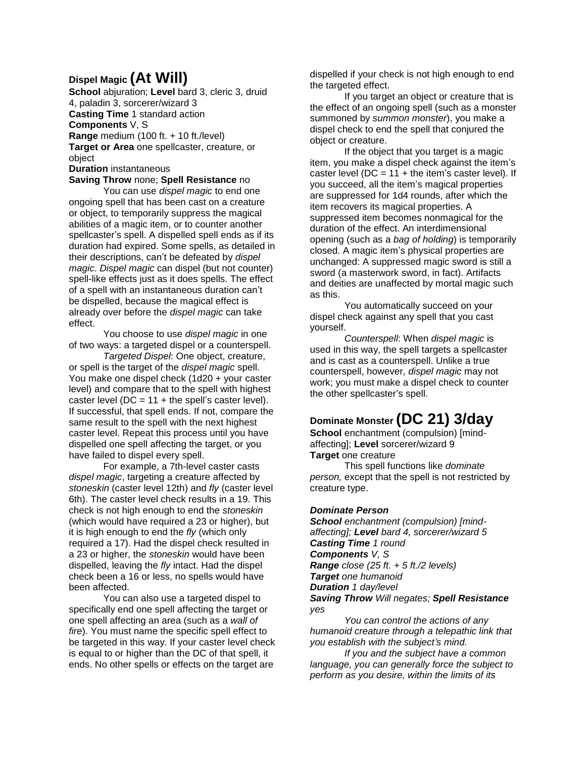## Dispel Magic (At Will)

**School** abjuration; **Level** bard 3, cleric 3, druid 4, paladin 3, sorcerer/wizard 3
**Casting Time** 1 standard action
**Components** V, S
**Range** medium (100 ft. + 10 ft./level)
**Target or Area** one spellcaster, creature, or object
**Duration** instantaneous
**Saving Throw** none; **Spell Resistance** no

You can use *dispel magic* to end one ongoing spell that has been cast on a creature or object, to temporarily suppress the magical abilities of a magic item, or to counter another spellcaster's spell. A dispelled spell ends as if its duration had expired. Some spells, as detailed in their descriptions, can't be defeated by *dispel magic*. *Dispel magic* can dispel (but not counter) spell-like effects just as it does spells. The effect of a spell with an instantaneous duration can't be dispelled, because the magical effect is already over before the *dispel magic* can take effect.

You choose to use *dispel magic* in one of two ways: a targeted dispel or a counterspell.

*Targeted Dispel*: One object, creature, or spell is the target of the *dispel magic* spell. You make one dispel check (1d20 + your caster level) and compare that to the spell with highest caster level (DC = 11 + the spell's caster level). If successful, that spell ends. If not, compare the same result to the spell with the next highest caster level. Repeat this process until you have dispelled one spell affecting the target, or you have failed to dispel every spell.

For example, a 7th-level caster casts *dispel magic*, targeting a creature affected by *stoneskin* (caster level 12th) and *fly* (caster level 6th). The caster level check results in a 19. This check is not high enough to end the *stoneskin* (which would have required a 23 or higher), but it is high enough to end the *fly* (which only required a 17). Had the dispel check resulted in a 23 or higher, the *stoneskin* would have been dispelled, leaving the *fly* intact. Had the dispel check been a 16 or less, no spells would have been affected.

You can also use a targeted dispel to specifically end one spell affecting the target or one spell affecting an area (such as a *wall of fire*). You must name the specific spell effect to be targeted in this way. If your caster level check is equal to or higher than the DC of that spell, it ends. No other spells or effects on the target are dispelled if your check is not high enough to end the targeted effect.

If you target an object or creature that is the effect of an ongoing spell (such as a monster summoned by *summon monster*), you make a dispel check to end the spell that conjured the object or creature.

If the object that you target is a magic item, you make a dispel check against the item's caster level (DC = 11 + the item's caster level). If you succeed, all the item's magical properties are suppressed for 1d4 rounds, after which the item recovers its magical properties. A suppressed item becomes nonmagical for the duration of the effect. An interdimensional opening (such as a *bag of holding*) is temporarily closed. A magic item's physical properties are unchanged: A suppressed magic sword is still a sword (a masterwork sword, in fact). Artifacts and deities are unaffected by mortal magic such as this.

You automatically succeed on your dispel check against any spell that you cast yourself.

*Counterspell*: When *dispel magic* is used in this way, the spell targets a spellcaster and is cast as a counterspell. Unlike a true counterspell, however, *dispel magic* may not work; you must make a dispel check to counter the other spellcaster's spell.

## Dominate Monster (DC 21) 3/day

**School** enchantment (compulsion) [mind-affecting]; **Level** sorcerer/wizard 9
**Target** one creature

This spell functions like *dominate person,* except that the spell is not restricted by creature type.

***Dominate Person***
***School*** *enchantment (compulsion) [mind-affecting];* ***Level*** *bard 4, sorcerer/wizard 5*
***Casting Time*** *1 round*
***Components*** *V, S*
***Range*** *close (25 ft. + 5 ft./2 levels)*
***Target*** *one humanoid*
***Duration*** *1 day/level*
***Saving Throw*** *Will negates;* ***Spell Resistance*** *yes*

*You can control the actions of any humanoid creature through a telepathic link that you establish with the subject's mind.*

*If you and the subject have a common language, you can generally force the subject to perform as you desire, within the limits of its*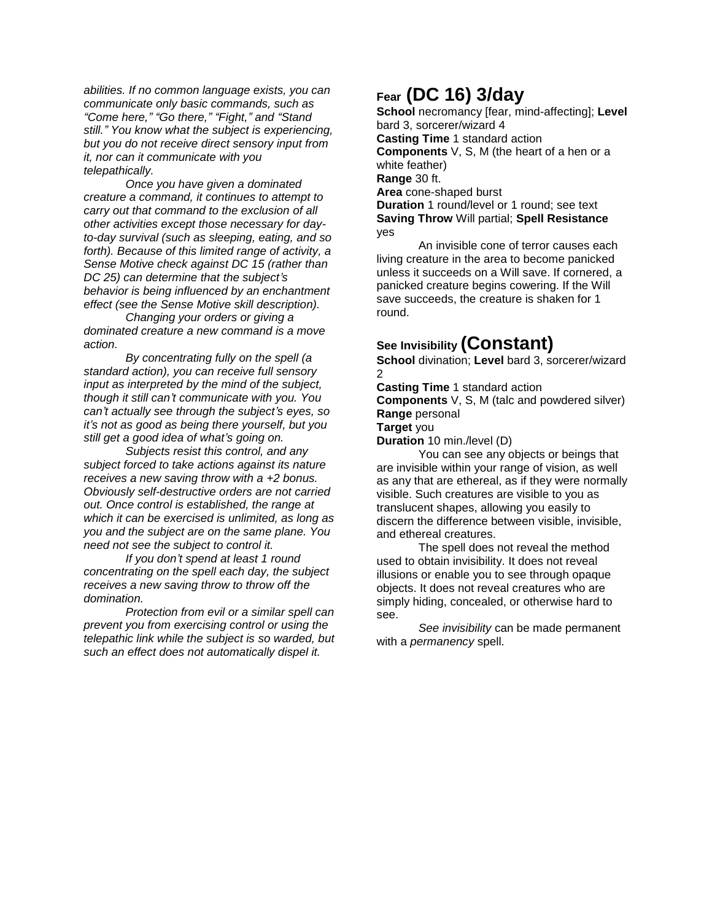*abilities. If no common language exists, you can communicate only basic commands, such as "Come here," "Go there," "Fight," and "Stand still." You know what the subject is experiencing, but you do not receive direct sensory input from it, nor can it communicate with you telepathically.*

*Once you have given a dominated creature a command, it continues to attempt to carry out that command to the exclusion of all other activities except those necessary for day-to-day survival (such as sleeping, eating, and so forth). Because of this limited range of activity, a Sense Motive check against DC 15 (rather than DC 25) can determine that the subject's behavior is being influenced by an enchantment effect (see the Sense Motive skill description).*

*Changing your orders or giving a dominated creature a new command is a move action.*

*By concentrating fully on the spell (a standard action), you can receive full sensory input as interpreted by the mind of the subject, though it still can't communicate with you. You can't actually see through the subject's eyes, so it's not as good as being there yourself, but you still get a good idea of what's going on.*

*Subjects resist this control, and any subject forced to take actions against its nature receives a new saving throw with a +2 bonus. Obviously self-destructive orders are not carried out. Once control is established, the range at which it can be exercised is unlimited, as long as you and the subject are on the same plane. You need not see the subject to control it.*

*If you don't spend at least 1 round concentrating on the spell each day, the subject receives a new saving throw to throw off the domination.*

*Protection from evil or a similar spell can prevent you from exercising control or using the telepathic link while the subject is so warded, but such an effect does not automatically dispel it.*

## Fear (DC 16) 3/day

**School** necromancy [fear, mind-affecting]; **Level** bard 3, sorcerer/wizard 4
**Casting Time** 1 standard action
**Components** V, S, M (the heart of a hen or a white feather)
**Range** 30 ft.
**Area** cone-shaped burst
**Duration** 1 round/level or 1 round; see text
**Saving Throw** Will partial; **Spell Resistance** yes

An invisible cone of terror causes each living creature in the area to become panicked unless it succeeds on a Will save. If cornered, a panicked creature begins cowering. If the Will save succeeds, the creature is shaken for 1 round.

## See Invisibility (Constant)

**School** divination; **Level** bard 3, sorcerer/wizard 2
**Casting Time** 1 standard action
**Components** V, S, M (talc and powdered silver)
**Range** personal
**Target** you
**Duration** 10 min./level (D)

You can see any objects or beings that are invisible within your range of vision, as well as any that are ethereal, as if they were normally visible. Such creatures are visible to you as translucent shapes, allowing you easily to discern the difference between visible, invisible, and ethereal creatures.

The spell does not reveal the method used to obtain invisibility. It does not reveal illusions or enable you to see through opaque objects. It does not reveal creatures who are simply hiding, concealed, or otherwise hard to see.

*See invisibility* can be made permanent with a *permanency* spell.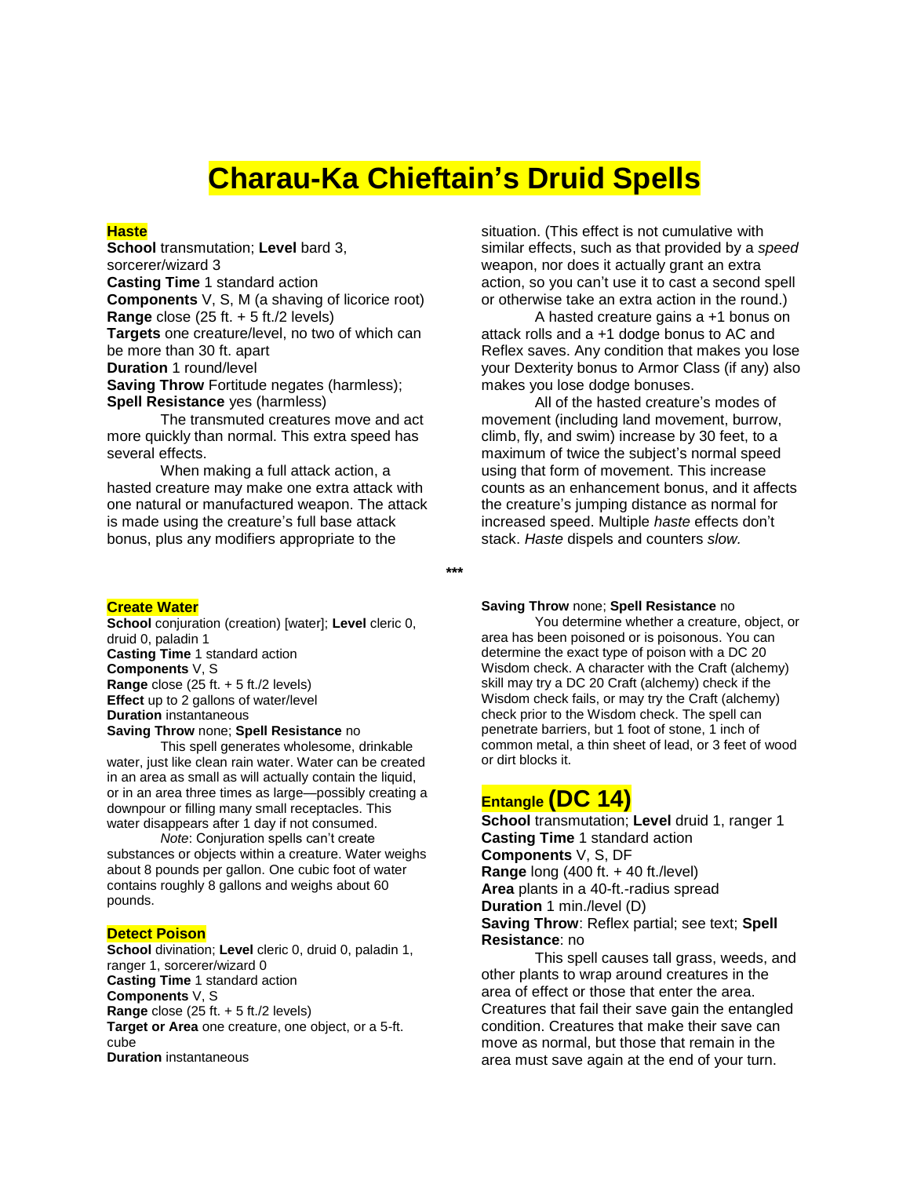# Charau-Ka Chieftain's Druid Spells

### Haste

**School** transmutation; **Level** bard 3, sorcerer/wizard 3
**Casting Time** 1 standard action
**Components** V, S, M (a shaving of licorice root)
**Range** close (25 ft. + 5 ft./2 levels)
**Targets** one creature/level, no two of which can be more than 30 ft. apart
**Duration** 1 round/level
**Saving Throw** Fortitude negates (harmless); **Spell Resistance** yes (harmless)

The transmuted creatures move and act more quickly than normal. This extra speed has several effects.

When making a full attack action, a hasted creature may make one extra attack with one natural or manufactured weapon. The attack is made using the creature's full base attack bonus, plus any modifiers appropriate to the situation. (This effect is not cumulative with similar effects, such as that provided by a *speed* weapon, nor does it actually grant an extra action, so you can't use it to cast a second spell or otherwise take an extra action in the round.)

A hasted creature gains a +1 bonus on attack rolls and a +1 dodge bonus to AC and Reflex saves. Any condition that makes you lose your Dexterity bonus to Armor Class (if any) also makes you lose dodge bonuses.

All of the hasted creature's modes of movement (including land movement, burrow, climb, fly, and swim) increase by 30 feet, to a maximum of twice the subject's normal speed using that form of movement. This increase counts as an enhancement bonus, and it affects the creature's jumping distance as normal for increased speed. Multiple *haste* effects don't stack. *Haste* dispels and counters *slow.*

***

### Create Water

**School** conjuration (creation) [water]; **Level** cleric 0, druid 0, paladin 1
**Casting Time** 1 standard action
**Components** V, S
**Range** close (25 ft. + 5 ft./2 levels)
**Effect** up to 2 gallons of water/level
**Duration** instantaneous
**Saving Throw** none; **Spell Resistance** no

This spell generates wholesome, drinkable water, just like clean rain water. Water can be created in an area as small as will actually contain the liquid, or in an area three times as large—possibly creating a downpour or filling many small receptacles. This water disappears after 1 day if not consumed.

*Note*: Conjuration spells can't create substances or objects within a creature. Water weighs about 8 pounds per gallon. One cubic foot of water contains roughly 8 gallons and weighs about 60 pounds.

### Detect Poison

**School** divination; **Level** cleric 0, druid 0, paladin 1, ranger 1, sorcerer/wizard 0
**Casting Time** 1 standard action
**Components** V, S
**Range** close (25 ft. + 5 ft./2 levels)
**Target or Area** one creature, one object, or a 5-ft. cube
**Duration** instantaneous
**Saving Throw** none; **Spell Resistance** no

You determine whether a creature, object, or area has been poisoned or is poisonous. You can determine the exact type of poison with a DC 20 Wisdom check. A character with the Craft (alchemy) skill may try a DC 20 Craft (alchemy) check if the Wisdom check fails, or may try the Craft (alchemy) check prior to the Wisdom check. The spell can penetrate barriers, but 1 foot of stone, 1 inch of common metal, a thin sheet of lead, or 3 feet of wood or dirt blocks it.

### Entangle (DC 14)

**School** transmutation; **Level** druid 1, ranger 1
**Casting Time** 1 standard action
**Components** V, S, DF
**Range** long (400 ft. + 40 ft./level)
**Area** plants in a 40-ft.-radius spread
**Duration** 1 min./level (D)
**Saving Throw**: Reflex partial; see text; **Spell Resistance**: no

This spell causes tall grass, weeds, and other plants to wrap around creatures in the area of effect or those that enter the area. Creatures that fail their save gain the entangled condition. Creatures that make their save can move as normal, but those that remain in the area must save again at the end of your turn.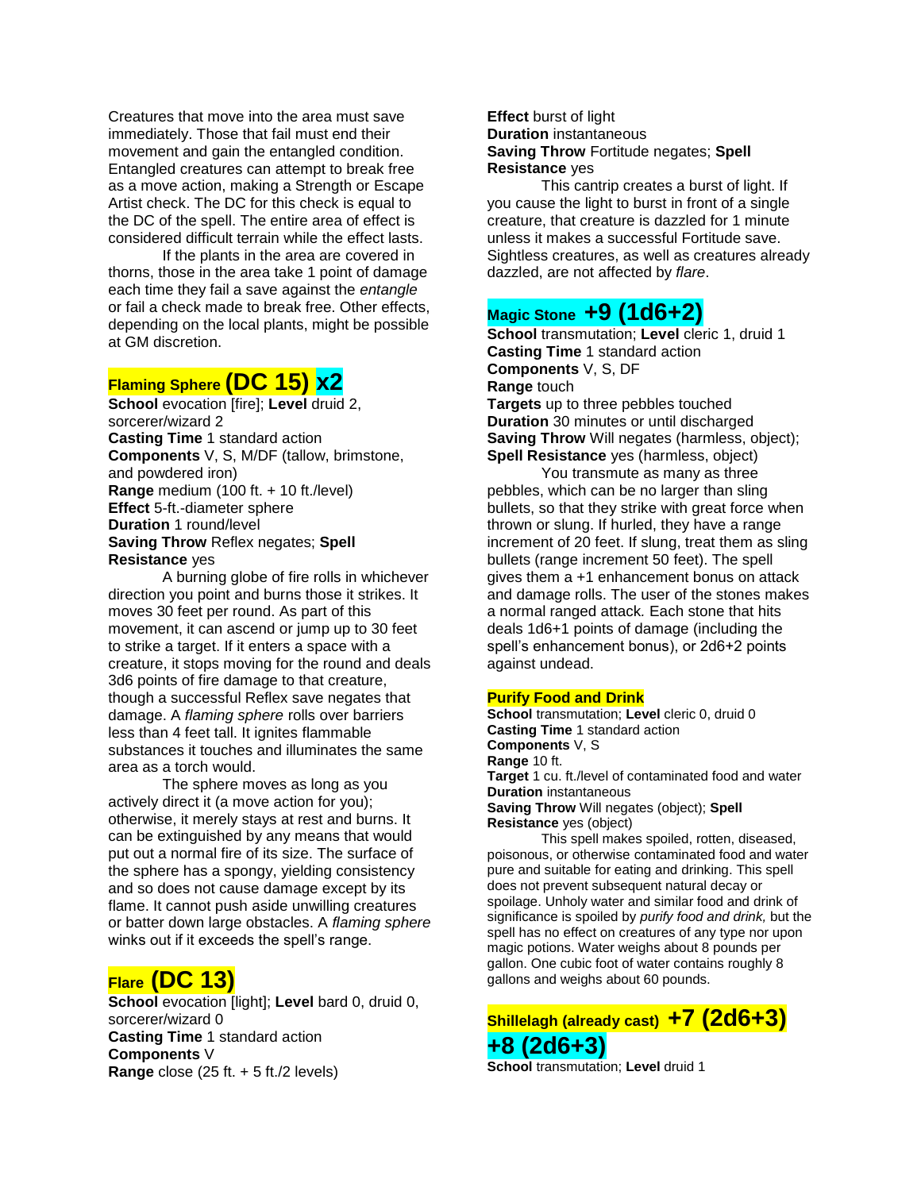Creatures that move into the area must save immediately. Those that fail must end their movement and gain the entangled condition. Entangled creatures can attempt to break free as a move action, making a Strength or Escape Artist check. The DC for this check is equal to the DC of the spell. The entire area of effect is considered difficult terrain while the effect lasts.

If the plants in the area are covered in thorns, those in the area take 1 point of damage each time they fail a save against the *entangle* or fail a check made to break free. Other effects, depending on the local plants, might be possible at GM discretion.

## Flaming Sphere (DC 15) x2

**School** evocation [fire]; **Level** druid 2, sorcerer/wizard 2
**Casting Time** 1 standard action
**Components** V, S, M/DF (tallow, brimstone, and powdered iron)
**Range** medium (100 ft. + 10 ft./level)
**Effect** 5-ft.-diameter sphere
**Duration** 1 round/level
**Saving Throw** Reflex negates; **Spell Resistance** yes

A burning globe of fire rolls in whichever direction you point and burns those it strikes. It moves 30 feet per round. As part of this movement, it can ascend or jump up to 30 feet to strike a target. If it enters a space with a creature, it stops moving for the round and deals 3d6 points of fire damage to that creature, though a successful Reflex save negates that damage. A *flaming sphere* rolls over barriers less than 4 feet tall. It ignites flammable substances it touches and illuminates the same area as a torch would.

The sphere moves as long as you actively direct it (a move action for you); otherwise, it merely stays at rest and burns. It can be extinguished by any means that would put out a normal fire of its size. The surface of the sphere has a spongy, yielding consistency and so does not cause damage except by its flame. It cannot push aside unwilling creatures or batter down large obstacles. A *flaming sphere* winks out if it exceeds the spell's range.

## Flare (DC 13)

**School** evocation [light]; **Level** bard 0, druid 0, sorcerer/wizard 0
**Casting Time** 1 standard action
**Components** V
**Range** close (25 ft. + 5 ft./2 levels)
**Effect** burst of light
**Duration** instantaneous
**Saving Throw** Fortitude negates; **Spell Resistance** yes

This cantrip creates a burst of light. If you cause the light to burst in front of a single creature, that creature is dazzled for 1 minute unless it makes a successful Fortitude save. Sightless creatures, as well as creatures already dazzled, are not affected by *flare*.

## Magic Stone +9 (1d6+2)

**School** transmutation; **Level** cleric 1, druid 1
**Casting Time** 1 standard action
**Components** V, S, DF
**Range** touch
**Targets** up to three pebbles touched
**Duration** 30 minutes or until discharged
**Saving Throw** Will negates (harmless, object); **Spell Resistance** yes (harmless, object)

You transmute as many as three pebbles, which can be no larger than sling bullets, so that they strike with great force when thrown or slung. If hurled, they have a range increment of 20 feet. If slung, treat them as sling bullets (range increment 50 feet). The spell gives them a +1 enhancement bonus on attack and damage rolls. The user of the stones makes a normal ranged attack. Each stone that hits deals 1d6+1 points of damage (including the spell's enhancement bonus), or 2d6+2 points against undead.

## Purify Food and Drink

**School** transmutation; **Level** cleric 0, druid 0
**Casting Time** 1 standard action
**Components** V, S
**Range** 10 ft.
**Target** 1 cu. ft./level of contaminated food and water
**Duration** instantaneous
**Saving Throw** Will negates (object); **Spell Resistance** yes (object)

This spell makes spoiled, rotten, diseased, poisonous, or otherwise contaminated food and water pure and suitable for eating and drinking. This spell does not prevent subsequent natural decay or spoilage. Unholy water and similar food and drink of significance is spoiled by *purify food and drink,* but the spell has no effect on creatures of any type nor upon magic potions. Water weighs about 8 pounds per gallon. One cubic foot of water contains roughly 8 gallons and weighs about 60 pounds.

## Shillelagh (already cast) +7 (2d6+3) +8 (2d6+3)

**School** transmutation; **Level** druid 1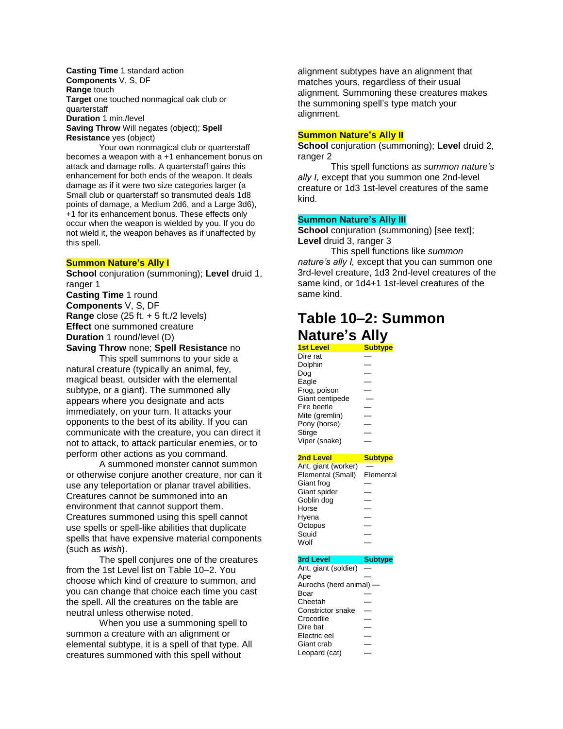**Casting Time** 1 standard action
**Components** V, S, DF
**Range** touch
**Target** one touched nonmagical oak club or quarterstaff
**Duration** 1 min./level
**Saving Throw** Will negates (object); **Spell Resistance** yes (object)

Your own nonmagical club or quarterstaff becomes a weapon with a +1 enhancement bonus on attack and damage rolls. A quarterstaff gains this enhancement for both ends of the weapon. It deals damage as if it were two size categories larger (a Small club or quarterstaff so transmuted deals 1d8 points of damage, a Medium 2d6, and a Large 3d6), +1 for its enhancement bonus. These effects only occur when the weapon is wielded by you. If you do not wield it, the weapon behaves as if unaffected by this spell.

### Summon Nature's Ally I

**School** conjuration (summoning); **Level** druid 1, ranger 1
**Casting Time** 1 round
**Components** V, S, DF
**Range** close (25 ft. + 5 ft./2 levels)
**Effect** one summoned creature
**Duration** 1 round/level (D)
**Saving Throw** none; **Spell Resistance** no

This spell summons to your side a natural creature (typically an animal, fey, magical beast, outsider with the elemental subtype, or a giant). The summoned ally appears where you designate and acts immediately, on your turn. It attacks your opponents to the best of its ability. If you can communicate with the creature, you can direct it not to attack, to attack particular enemies, or to perform other actions as you command.

A summoned monster cannot summon or otherwise conjure another creature, nor can it use any teleportation or planar travel abilities. Creatures cannot be summoned into an environment that cannot support them. Creatures summoned using this spell cannot use spells or spell-like abilities that duplicate spells that have expensive material components (such as *wish*).

The spell conjures one of the creatures from the 1st Level list on Table 10–2. You choose which kind of creature to summon, and you can change that choice each time you cast the spell. All the creatures on the table are neutral unless otherwise noted.

When you use a summoning spell to summon a creature with an alignment or elemental subtype, it is a spell of that type. All creatures summoned with this spell without alignment subtypes have an alignment that matches yours, regardless of their usual alignment. Summoning these creatures makes the summoning spell's type match your alignment.

### Summon Nature's Ally II

**School** conjuration (summoning); **Level** druid 2, ranger 2

This spell functions as *summon nature's ally I,* except that you summon one 2nd-level creature or 1d3 1st-level creatures of the same kind.

### Summon Nature's Ally III

**School** conjuration (summoning) [see text]; **Level** druid 3, ranger 3

This spell functions like *summon nature's ally I,* except that you can summon one 3rd-level creature, 1d3 2nd-level creatures of the same kind, or 1d4+1 1st-level creatures of the same kind.

## Table 10–2: Summon Nature's Ally

| 1st Level | Subtype |
|---|---|
| Dire rat | — |
| Dolphin | — |
| Dog | — |
| Eagle | — |
| Frog, poison | — |
| Giant centipede | — |
| Fire beetle | — |
| Mite (gremlin) | — |
| Pony (horse) | — |
| Stirge | — |
| Viper (snake) | — |

| 2nd Level | Subtype |
|---|---|
| Ant, giant (worker) | — |
| Elemental (Small) | Elemental |
| Giant frog | — |
| Giant spider | — |
| Goblin dog | — |
| Horse | — |
| Hyena | — |
| Octopus | — |
| Squid | — |
| Wolf | — |

| 3rd Level | Subtype |
|---|---|
| Ant, giant (soldier) | — |
| Ape | — |
| Aurochs (herd animal) | — |
| Boar | — |
| Cheetah | — |
| Constrictor snake | — |
| Crocodile | — |
| Dire bat | — |
| Electric eel | — |
| Giant crab | — |
| Leopard (cat) | — |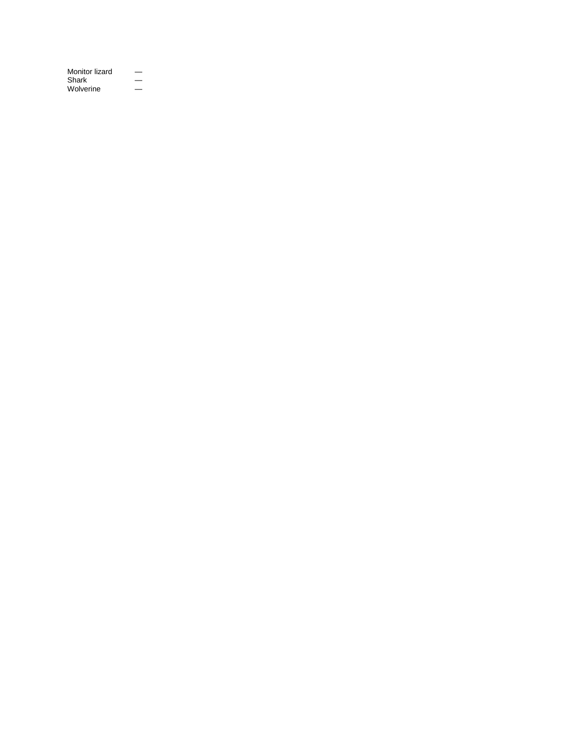| | |
|---|---|
| Monitor lizard | — |
| Shark | — |
| Wolverine | — |